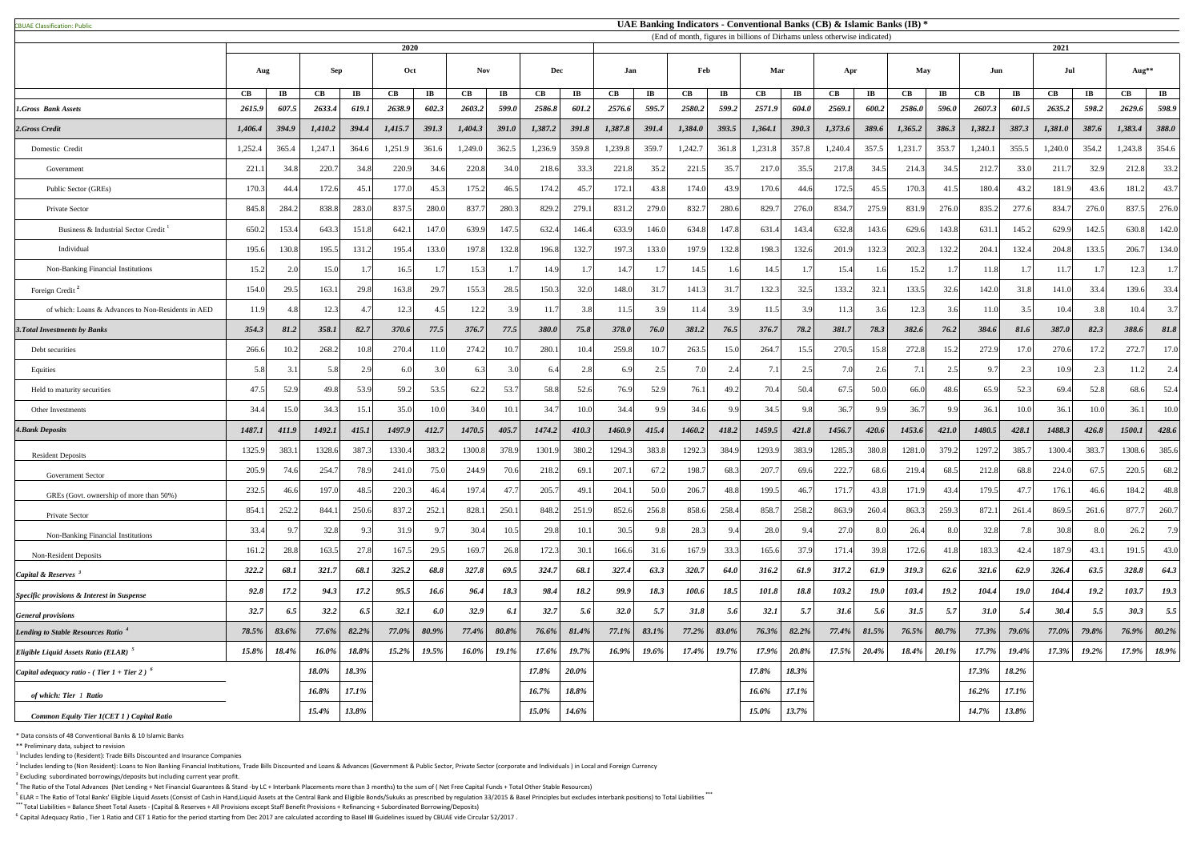CBUAE Classification: Public

# UAE Banking Indicators - Conventional Banks (CB) & Islamic Banks (IB) *

(End of month, figures in billions of Dirhams unless otherwise indicated)

| | 2020 | | | | | | | | | | 2021 | | | | | | | | | | | | | | | |
|---|---|---|---|---|---|---|---|---|---|---|---|---|---|---|---|---|---|---|---|---|---|---|---|---|---|---|
| | Aug | | Sep | | Oct | | Nov | | Dec | | Jan | | Feb | | Mar | | Apr | | May | | Jun | | Jul | | Aug** | |
| | CB | IB | CB | IB | CB | IB | CB | IB | CB | IB | CB | IB | CB | IB | CB | IB | CB | IB | CB | IB | CB | IB | CB | IB | CB | IB |
| ***1.Gross Bank Assets*** | ***2615.9*** | ***607.5*** | ***2633.4*** | ***619.1*** | ***2638.9*** | ***602.3*** | ***2603.2*** | ***599.0*** | ***2586.8*** | ***601.2*** | ***2576.6*** | ***595.7*** | ***2580.2*** | ***599.2*** | ***2571.9*** | ***604.0*** | ***2569.1*** | ***600.2*** | ***2586.0*** | ***596.0*** | ***2607.3*** | ***601.5*** | ***2635.2*** | ***598.2*** | ***2629.6*** | ***598.9*** |
| ***2.Gross Credit*** | ***1,406.4*** | ***394.9*** | ***1,410.2*** | ***394.4*** | ***1,415.7*** | ***391.3*** | ***1,404.3*** | ***391.0*** | ***1,387.2*** | ***391.8*** | ***1,387.8*** | ***391.4*** | ***1,384.0*** | ***393.5*** | ***1,364.1*** | ***390.3*** | ***1,373.6*** | ***389.6*** | ***1,365.2*** | ***386.3*** | ***1,382.1*** | ***387.3*** | ***1,381.0*** | ***387.6*** | ***1,383.4*** | ***388.0*** |
| Domestic Credit | 1,252.4 | 365.4 | 1,247.1 | 364.6 | 1,251.9 | 361.6 | 1,249.0 | 362.5 | 1,236.9 | 359.8 | 1,239.8 | 359.7 | 1,242.7 | 361.8 | 1,231.8 | 357.8 | 1,240.4 | 357.5 | 1,231.7 | 353.7 | 1,240.1 | 355.5 | 1,240.0 | 354.2 | 1,243.8 | 354.6 |
| Government | 221.1 | 34.8 | 220.7 | 34.8 | 220.9 | 34.6 | 220.8 | 34.0 | 218.6 | 33.3 | 221.8 | 35.2 | 221.5 | 35.7 | 217.0 | 35.5 | 217.8 | 34.5 | 214.3 | 34.5 | 212.7 | 33.0 | 211.7 | 32.9 | 212.8 | 33.2 |
| Public Sector (GREs) | 170.3 | 44.4 | 172.6 | 45.1 | 177.0 | 45.3 | 175.2 | 46.5 | 174.2 | 45.7 | 172.1 | 43.8 | 174.0 | 43.9 | 170.6 | 44.6 | 172.5 | 45.5 | 170.3 | 41.5 | 180.4 | 43.2 | 181.9 | 43.6 | 181.2 | 43.7 |
| Private Sector | 845.8 | 284.2 | 838.8 | 283.0 | 837.5 | 280.0 | 837.7 | 280.3 | 829.2 | 279.1 | 831.2 | 279.0 | 832.7 | 280.6 | 829.7 | 276.0 | 834.7 | 275.9 | 831.9 | 276.0 | 835.2 | 277.6 | 834.7 | 276.0 | 837.5 | 276.0 |
| Business & Industrial Sector Credit [1] | 650.2 | 153.4 | 643.3 | 151.8 | 642.1 | 147.0 | 639.9 | 147.5 | 632.4 | 146.4 | 633.9 | 146.0 | 634.8 | 147.8 | 631.4 | 143.4 | 632.8 | 143.6 | 629.6 | 143.8 | 631.1 | 145.2 | 629.9 | 142.5 | 630.8 | 142.0 |
| Individual | 195.6 | 130.8 | 195.5 | 131.2 | 195.4 | 133.0 | 197.8 | 132.8 | 196.8 | 132.7 | 197.3 | 133.0 | 197.9 | 132.8 | 198.3 | 132.6 | 201.9 | 132.3 | 202.3 | 132.2 | 204.1 | 132.4 | 204.8 | 133.5 | 206.7 | 134.0 |
| Non-Banking Financial Institutions | 15.2 | 2.0 | 15.0 | 1.7 | 16.5 | 1.7 | 15.3 | 1.7 | 14.9 | 1.7 | 14.7 | 1.7 | 14.5 | 1.6 | 14.5 | 1.7 | 15.4 | 1.6 | 15.2 | 1.7 | 11.8 | 1.7 | 11.7 | 1.7 | 12.3 | 1.7 |
| Foreign Credit [2] | 154.0 | 29.5 | 163.1 | 29.8 | 163.8 | 29.7 | 155.3 | 28.5 | 150.3 | 32.0 | 148.0 | 31.7 | 141.3 | 31.7 | 132.3 | 32.5 | 133.2 | 32.1 | 133.5 | 32.6 | 142.0 | 31.8 | 141.0 | 33.4 | 139.6 | 33.4 |
| of which: Loans & Advances to Non-Residents in AED | 11.9 | 4.8 | 12.3 | 4.7 | 12.3 | 4.5 | 12.2 | 3.9 | 11.7 | 3.8 | 11.5 | 3.9 | 11.4 | 3.9 | 11.5 | 3.9 | 11.3 | 3.6 | 12.3 | 3.6 | 11.0 | 3.5 | 10.4 | 3.8 | 10.4 | 3.7 |
| ***3.Total Investments by Banks*** | ***354.3*** | ***81.2*** | ***358.1*** | ***82.7*** | ***370.6*** | ***77.5*** | ***376.7*** | ***77.5*** | ***380.0*** | ***75.8*** | ***378.0*** | ***76.0*** | ***381.2*** | ***76.5*** | ***376.7*** | ***78.2*** | ***381.7*** | ***78.3*** | ***382.6*** | ***76.2*** | ***384.6*** | ***81.6*** | ***387.0*** | ***82.3*** | ***388.6*** | ***81.8*** |
| Debt securities | 266.6 | 10.2 | 268.2 | 10.8 | 270.4 | 11.0 | 274.2 | 10.7 | 280.1 | 10.4 | 259.8 | 10.7 | 263.5 | 15.0 | 264.7 | 15.5 | 270.5 | 15.8 | 272.8 | 15.2 | 272.9 | 17.0 | 270.6 | 17.2 | 272.7 | 17.0 |
| Equities | 5.8 | 3.1 | 5.8 | 2.9 | 6.0 | 3.0 | 6.3 | 3.0 | 6.4 | 2.8 | 6.9 | 2.5 | 7.0 | 2.4 | 7.1 | 2.5 | 7.0 | 2.6 | 7.1 | 2.5 | 9.7 | 2.3 | 10.9 | 2.3 | 11.2 | 2.4 |
| Held to maturity securities | 47.5 | 52.9 | 49.8 | 53.9 | 59.2 | 53.5 | 62.2 | 53.7 | 58.8 | 52.6 | 76.9 | 52.9 | 76.1 | 49.2 | 70.4 | 50.4 | 67.5 | 50.0 | 66.0 | 48.6 | 65.9 | 52.3 | 69.4 | 52.8 | 68.6 | 52.4 |
| Other Investments | 34.4 | 15.0 | 34.3 | 15.1 | 35.0 | 10.0 | 34.0 | 10.1 | 34.7 | 10.0 | 34.4 | 9.9 | 34.6 | 9.9 | 34.5 | 9.8 | 36.7 | 9.9 | 36.7 | 9.9 | 36.1 | 10.0 | 36.1 | 10.0 | 36.1 | 10.0 |
| ***4.Bank Deposits*** | ***1487.1*** | ***411.9*** | ***1492.1*** | ***415.1*** | ***1497.9*** | ***412.7*** | ***1470.5*** | ***405.7*** | ***1474.2*** | ***410.3*** | ***1460.9*** | ***415.4*** | ***1460.2*** | ***418.2*** | ***1459.5*** | ***421.8*** | ***1456.7*** | ***420.6*** | ***1453.6*** | ***421.0*** | ***1480.5*** | ***428.1*** | ***1488.3*** | ***426.8*** | ***1500.1*** | ***428.6*** |
| Resident Deposits | 1325.9 | 383.1 | 1328.6 | 387.3 | 1330.4 | 383.2 | 1300.8 | 378.9 | 1301.9 | 380.2 | 1294.3 | 383.8 | 1292.3 | 384.9 | 1293.9 | 383.9 | 1285.3 | 380.8 | 1281.0 | 379.2 | 1297.2 | 385.7 | 1300.4 | 383.7 | 1308.6 | 385.6 |
| Government Sector | 205.9 | 74.6 | 254.7 | 78.9 | 241.0 | 75.0 | 244.9 | 70.6 | 218.2 | 69.1 | 207.1 | 67.2 | 198.7 | 68.3 | 207.7 | 69.6 | 222.7 | 68.6 | 219.4 | 68.5 | 212.8 | 68.8 | 224.0 | 67.5 | 220.5 | 68.2 |
| GREs (Govt. ownership of more than 50%) | 232.5 | 46.6 | 197.0 | 48.5 | 220.3 | 46.4 | 197.4 | 47.7 | 205.7 | 49.1 | 204.1 | 50.0 | 206.7 | 48.8 | 199.5 | 46.7 | 171.7 | 43.8 | 171.9 | 43.4 | 179.5 | 47.7 | 176.1 | 46.6 | 184.2 | 48.8 |
| Private Sector | 854.1 | 252.2 | 844.1 | 250.6 | 837.2 | 252.1 | 828.1 | 250.1 | 848.2 | 251.9 | 852.6 | 256.8 | 858.6 | 258.4 | 858.7 | 258.2 | 863.9 | 260.4 | 863.3 | 259.3 | 872.1 | 261.4 | 869.5 | 261.6 | 877.7 | 260.7 |
| Non-Banking Financial Institutions | 33.4 | 9.7 | 32.8 | 9.3 | 31.9 | 9.7 | 30.4 | 10.5 | 29.8 | 10.1 | 30.5 | 9.8 | 28.3 | 9.4 | 28.0 | 9.4 | 27.0 | 8.0 | 26.4 | 8.0 | 32.8 | 7.8 | 30.8 | 8.0 | 26.2 | 7.9 |
| Non-Resident Deposits | 161.2 | 28.8 | 163.5 | 27.8 | 167.5 | 29.5 | 169.7 | 26.8 | 172.3 | 30.1 | 166.6 | 31.6 | 167.9 | 33.3 | 165.6 | 37.9 | 171.4 | 39.8 | 172.6 | 41.8 | 183.3 | 42.4 | 187.9 | 43.1 | 191.5 | 43.0 |
| ***Capital & Reserves*** [3] | ***322.2*** | ***68.1*** | ***321.7*** | ***68.1*** | ***325.2*** | ***68.8*** | ***327.8*** | ***69.5*** | ***324.7*** | ***68.1*** | ***327.4*** | ***63.3*** | ***320.7*** | ***64.0*** | ***316.2*** | ***61.9*** | ***317.2*** | ***61.9*** | ***319.3*** | ***62.6*** | ***321.6*** | ***62.9*** | ***326.4*** | ***63.5*** | ***328.8*** | ***64.3*** |
| ***Specific provisions & Interest in Suspense*** | ***92.8*** | ***17.2*** | ***94.3*** | ***17.2*** | ***95.5*** | ***16.6*** | ***96.4*** | ***18.3*** | ***98.4*** | ***18.2*** | ***99.9*** | ***18.3*** | ***100.6*** | ***18.5*** | ***101.8*** | ***18.8*** | ***103.2*** | ***19.0*** | ***103.4*** | ***19.2*** | ***104.4*** | ***19.0*** | ***104.4*** | ***19.2*** | ***103.7*** | ***19.3*** |
| ***General provisions*** | ***32.7*** | ***6.5*** | ***32.2*** | ***6.5*** | ***32.1*** | ***6.0*** | ***32.9*** | ***6.1*** | ***32.7*** | ***5.6*** | ***32.0*** | ***5.7*** | ***31.8*** | ***5.6*** | ***32.1*** | ***5.7*** | ***31.6*** | ***5.6*** | ***31.5*** | ***5.7*** | ***31.0*** | ***5.4*** | ***30.4*** | ***5.5*** | ***30.3*** | ***5.5*** |
| ***Lending to Stable Resources Ratio*** [4] | ***78.5%*** | ***83.6%*** | ***77.6%*** | ***82.2%*** | ***77.0%*** | ***80.9%*** | ***77.4%*** | ***80.8%*** | ***76.6%*** | ***81.4%*** | ***77.1%*** | ***83.1%*** | ***77.2%*** | ***83.0%*** | ***76.3%*** | ***82.2%*** | ***77.4%*** | ***81.5%*** | ***76.5%*** | ***80.7%*** | ***77.3%*** | ***79.6%*** | ***77.0%*** | ***79.8%*** | ***76.9%*** | ***80.2%*** |
| ***Eligible Liquid Assets Ratio (ELAR)*** [5] | ***15.8%*** | ***18.4%*** | ***16.0%*** | ***18.8%*** | ***15.2%*** | ***19.5%*** | ***16.0%*** | ***19.1%*** | ***17.6%*** | ***19.7%*** | ***16.9%*** | ***19.6%*** | ***17.4%*** | ***19.7%*** | ***17.9%*** | ***20.8%*** | ***17.5%*** | ***20.4%*** | ***18.4%*** | ***20.1%*** | ***17.7%*** | ***19.4%*** | ***17.3%*** | ***19.2%*** | ***17.9%*** | ***18.9%*** |
| ***Capital adequacy ratio - ( Tier 1 + Tier 2 )*** [6] | | | ***18.0%*** | ***18.3%*** | | | | | ***17.8%*** | ***20.0%*** | | | | | ***17.8%*** | ***18.3%*** | | | | | ***17.3%*** | ***18.2%*** | | | | |
| ***of which: Tier 1 Ratio*** | | | ***16.8%*** | ***17.1%*** | | | | | ***16.7%*** | ***18.8%*** | | | | | ***16.6%*** | ***17.1%*** | | | | | ***16.2%*** | ***17.1%*** | | | | |
| ***Common Equity Tier 1(CET 1 ) Capital Ratio*** | | | ***15.4%*** | ***13.8%*** | | | | | ***15.0%*** | ***14.6%*** | | | | | ***15.0%*** | ***13.7%*** | | | | | ***14.7%*** | ***13.8%*** | | | | |

\* Data consists of 48 Conventional Banks & 10 Islamic Banks

\*\* Preliminary data, subject to revision

[1] Includes lending to (Resident): Trade Bills Discounted and Insurance Companies

[2] Includes lending to (Non Resident): Loans to Non Banking Financial Institutions, Trade Bills Discounted and Loans & Advances (Government & Public Sector, Private Sector (corporate and Individuals ) in Local and Foreign Currency

[3] Excluding subordinated borrowings/deposits but including current year profit.

[4] The Ratio of the Total Advances (Net Lending + Net Financial Guarantees & Stand -by LC + Interbank Placements more than 3 months) to the sum of ( Net Free Capital Funds + Total Other Stable Resources)

[5] ELAR = The Ratio of Total Banks' Eligible Liquid Assets (Consist of Cash in Hand,Liquid Assets at the Central Bank and Eligible Bonds/Sukuks as prescribed by regulation 33/2015 & Basel Principles but excludes interbank positions) to Total Liabilities \*\*\*

\*\*\* Total Liabilities = Balance Sheet Total Assets - (Capital & Reserves + All Provisions except Staff Benefit Provisions + Refinancing + Subordinated Borrowing/Deposits)

[6] Capital Adequacy Ratio , Tier 1 Ratio and CET 1 Ratio for the period starting from Dec 2017 are calculated according to Basel III Guidelines issued by CBUAE vide Circular 52/2017 .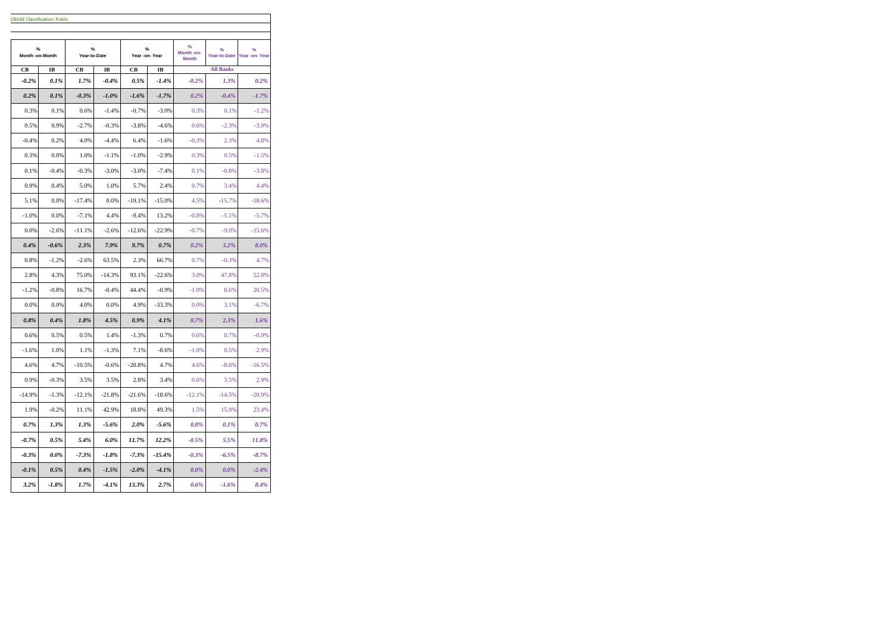CBUAE Classification: Public

| % Month -on-Month | | % Year-to-Date | | % Year -on- Year | | % Month -on-Month | % Year-to-Date | % Year -on- Year |
|---|---|---|---|---|---|---|---|---|
| CB | IB | CB | IB | CB | IB | All Banks | | |
| *-0.2%* | *0.1%* | *1.7%* | *-0.4%* | *0.5%* | *-1.4%* | *-0.2%* | *1.3%* | *0.2%* |
| *0.2%* | *0.1%* | *-0.3%* | *-1.0%* | *-1.6%* | *-1.7%* | *0.2%* | *-0.4%* | *-1.7%* |
| 0.3% | 0.1% | 0.6% | -1.4% | -0.7% | -3.0% | 0.3% | 0.1% | -1.2% |
| 0.5% | 0.9% | -2.7% | -0.3% | -3.8% | -4.6% | 0.6% | -2.3% | -3.9% |
| -0.4% | 0.2% | 4.0% | -4.4% | 6.4% | -1.6% | -0.3% | 2.3% | 4.8% |
| 0.3% | 0.0% | 1.0% | -1.1% | -1.0% | -2.9% | 0.3% | 0.5% | -1.5% |
| 0.1% | -0.4% | -0.3% | -3.0% | -3.0% | -7.4% | 0.1% | -0.8% | -3.8% |
| 0.9% | 0.4% | 5.0% | 1.0% | 5.7% | 2.4% | 0.7% | 3.4% | 4.4% |
| 5.1% | 0.0% | -17.4% | 0.0% | -19.1% | -15.0% | 4.5% | -15.7% | -18.6% |
| -1.0% | 0.0% | -7.1% | 4.4% | -9.4% | 13.2% | -0.8% | -5.1% | -5.7% |
| 0.0% | -2.6% | -11.1% | -2.6% | -12.6% | -22.9% | -0.7% | -9.0% | -15.6% |
| *0.4%* | *-0.6%* | *2.3%* | *7.9%* | *9.7%* | *0.7%* | *0.2%* | *3.2%* | *8.0%* |
| 0.8% | -1.2% | -2.6% | 63.5% | 2.3% | 66.7% | 0.7% | -0.3% | 4.7% |
| 2.8% | 4.3% | 75.0% | -14.3% | 93.1% | -22.6% | 3.0% | 47.8% | 52.8% |
| -1.2% | -0.8% | 16.7% | -0.4% | 44.4% | -0.9% | -1.0% | 8.6% | 20.5% |
| 0.0% | 0.0% | 4.0% | 0.0% | 4.9% | -33.3% | 0.0% | 3.1% | -6.7% |
| *0.8%* | *0.4%* | *1.8%* | *4.5%* | *0.9%* | *4.1%* | *0.7%* | *2.3%* | *1.6%* |
| 0.6% | 0.5% | 0.5% | 1.4% | -1.3% | 0.7% | 0.6% | 0.7% | -0.9% |
| -1.6% | 1.0% | 1.1% | -1.3% | 7.1% | -8.6% | -1.0% | 0.5% | 2.9% |
| 4.6% | 4.7% | -10.5% | -0.6% | -20.8% | 4.7% | 4.6% | -8.6% | -16.5% |
| 0.9% | -0.3% | 3.5% | 3.5% | 2.8% | 3.4% | 0.6% | 3.5% | 2.9% |
| -14.9% | -1.3% | -12.1% | -21.8% | -21.6% | -18.6% | -12.1% | -14.5% | -20.9% |
| 1.9% | -0.2% | 11.1% | 42.9% | 18.8% | 49.3% | 1.5% | 15.9% | 23.4% |
| *0.7%* | *1.3%* | *1.3%* | *-5.6%* | *2.0%* | *-5.6%* | *0.8%* | *0.1%* | *0.7%* |
| *-0.7%* | *0.5%* | *5.4%* | *6.0%* | *11.7%* | *12.2%* | *-0.5%* | *5.5%* | *11.8%* |
| *-0.3%* | *0.0%* | *-7.3%* | *-1.8%* | *-7.3%* | *-15.4%* | *-0.3%* | *-6.5%* | *-8.7%* |
| *-0.1%* | *0.5%* | *0.4%* | *-1.5%* | *-2.0%* | *-4.1%* | *0.0%* | *0.0%* | *-2.4%* |
| *3.2%* | *-1.8%* | *1.7%* | *-4.1%* | *13.3%* | *2.7%* | *0.6%* | *-1.6%* | *8.4%* |